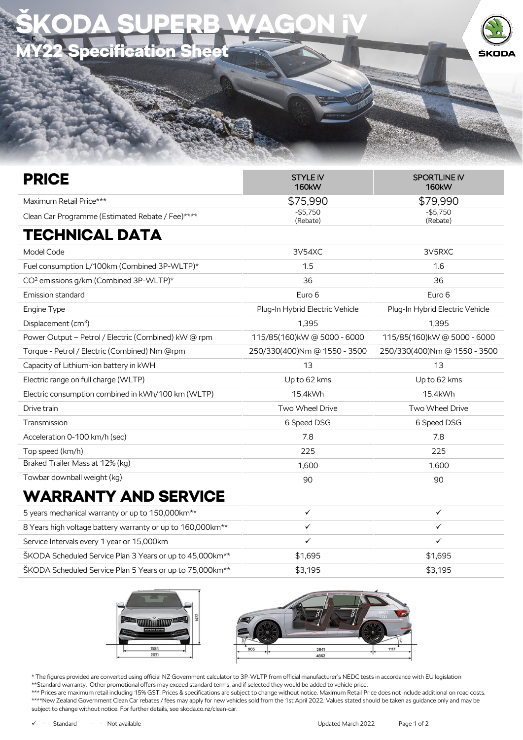# ŠKODA SUPERB WAGON iV

## MY22 Specification Sheet

ŠKODA

## PRICE

| | STYLE iV 160kW | SPORTLINE iV 160kW |
|---|---|---|
| Maximum Retail Price*** | $75,990 | $79,990 |
| Clean Car Programme (Estimated Rebate / Fee)**** | -$5,750 (Rebate) | -$5,750 (Rebate) |

## TECHNICAL DATA

| | STYLE iV 160kW | SPORTLINE iV 160kW |
|---|---|---|
| Model Code | 3V54XC | 3V5RXC |
| Fuel consumption L/100km (Combined 3P-WLTP)* | 1.5 | 1.6 |
| $CO^2$ emissions g/km (Combined 3P-WLTP)* | 36 | 36 |
| Emission standard | Euro 6 | Euro 6 |
| Engine Type | Plug-In Hybrid Electric Vehicle | Plug-In Hybrid Electric Vehicle |
| Displacement ($cm^3$) | 1,395 | 1,395 |
| Power Output – Petrol / Electric (Combined) kW @ rpm | 115/85(160)kW @ 5000 - 6000 | 115/85(160)kW @ 5000 - 6000 |
| Torque - Petrol / Electric (Combined) Nm @rpm | 250/330(400)Nm @ 1550 - 3500 | 250/330(400)Nm @ 1550 - 3500 |
| Capacity of Lithium-ion battery in kWH | 13 | 13 |
| Electric range on full charge (WLTP) | Up to 62 kms | Up to 62 kms |
| Electric consumption combined in kWh/100 km (WLTP) | 15.4kWh | 15.4kWh |
| Drive train | Two Wheel Drive | Two Wheel Drive |
| Transmission | 6 Speed DSG | 6 Speed DSG |
| Acceleration 0-100 km/h (sec) | 7.8 | 7.8 |
| Top speed (km/h) | 225 | 225 |
| Braked Trailer Mass at 12% (kg) | 1,600 | 1,600 |
| Towbar downball weight (kg) | 90 | 90 |

## WARRANTY AND SERVICE

| | STYLE iV 160kW | SPORTLINE iV 160kW |
|---|---|---|
| 5 years mechanical warranty or up to 150,000km** | ✓ | ✓ |
| 8 Years high voltage battery warranty or up to 160,000km** | ✓ | ✓ |
| Service Intervals every 1 year or 15,000km | ✓ | ✓ |
| ŠKODA Scheduled Service Plan 3 Years or up to 45,000km** | $1,695 | $1,695 |
| ŠKODA Scheduled Service Plan 5 Years or up to 75,000km** | $3,195 | $3,195 |

1477
1584
2031
905
2841
1117
4862

\* The figures provided are converted using official NZ Government calculator to 3P-WLTP from official manufacturer's NEDC tests in accordance with EU legislation
\*\*Standard warranty. Other promotional offers may exceed standard terms, and if selected they would be added to vehicle price.
\*\*\* Prices are maximum retail including 15% GST. Prices & specifications are subject to change without notice. Maximum Retail Price does not include additional on road costs.
\*\*\*\*New Zealand Government Clean Car rebates / fees may apply for new vehicles sold from the 1st April 2022. Values stated should be taken as guidance only and may be subject to change without notice. For further details, see skoda.co.nz/clean-car.

✓ = Standard -- = Not available

Updated March 2022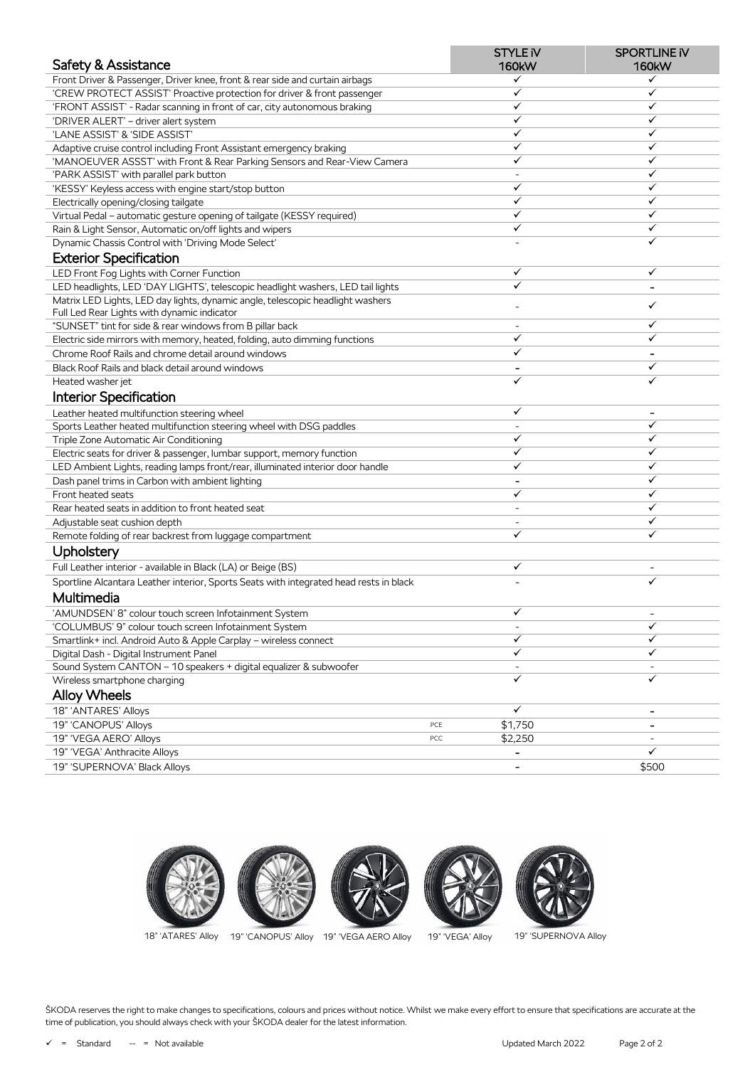| Safety & Assistance | | STYLE iV 160kW | SPORTLINE iV 160kW |
|---|---|---|---|
| Front Driver & Passenger, Driver knee, front & rear side and curtain airbags | | ✓ | ✓ |
| 'CREW PROTECT ASSIST' Proactive protection for driver & front passenger | | ✓ | ✓ |
| 'FRONT ASSIST' - Radar scanning in front of car, city autonomous braking | | ✓ | ✓ |
| 'DRIVER ALERT' – driver alert system | | ✓ | ✓ |
| 'LANE ASSIST' & 'SIDE ASSIST' | | ✓ | ✓ |
| Adaptive cruise control including Front Assistant emergency braking | | ✓ | ✓ |
| 'MANOEUVER ASSST' with Front & Rear Parking Sensors and Rear-View Camera | | ✓ | ✓ |
| 'PARK ASSIST' with parallel park button | | - | ✓ |
| 'KESSY' Keyless access with engine start/stop button | | ✓ | ✓ |
| Electrically opening/closing tailgate | | ✓ | ✓ |
| Virtual Pedal – automatic gesture opening of tailgate (KESSY required) | | ✓ | ✓ |
| Rain & Light Sensor, Automatic on/off lights and wipers | | ✓ | ✓ |
| Dynamic Chassis Control with 'Driving Mode Select' | | - | ✓ |
| **Exterior Specification** | | | |
| LED Front Fog Lights with Corner Function | | ✓ | ✓ |
| LED headlights, LED 'DAY LIGHTS', telescopic headlight washers, LED tail lights | | ✓ | - |
| Matrix LED Lights, LED day lights, dynamic angle, telescopic headlight washers Full Led Rear Lights with dynamic indicator | | - | ✓ |
| "SUNSET" tint for side & rear windows from B pillar back | | - | ✓ |
| Electric side mirrors with memory, heated, folding, auto dimming functions | | ✓ | ✓ |
| Chrome Roof Rails and chrome detail around windows | | ✓ | - |
| Black Roof Rails and black detail around windows | | - | ✓ |
| Heated washer jet | | ✓ | ✓ |
| **Interior Specification** | | | |
| Leather heated multifunction steering wheel | | ✓ | - |
| Sports Leather heated multifunction steering wheel with DSG paddles | | - | ✓ |
| Triple Zone Automatic Air Conditioning | | ✓ | ✓ |
| Electric seats for driver & passenger, lumbar support, memory function | | ✓ | ✓ |
| LED Ambient Lights, reading lamps front/rear, illuminated interior door handle | | ✓ | ✓ |
| Dash panel trims in Carbon with ambient lighting | | - | ✓ |
| Front heated seats | | ✓ | ✓ |
| Rear heated seats in addition to front heated seat | | - | ✓ |
| Adjustable seat cushion depth | | - | ✓ |
| Remote folding of rear backrest from luggage compartment | | ✓ | ✓ |
| **Upholstery** | | | |
| Full Leather interior - available in Black (LA) or Beige (BS) | | ✓ | - |
| Sportline Alcantara Leather interior, Sports Seats with integrated head rests in black | | - | ✓ |
| **Multimedia** | | | |
| 'AMUNDSEN' 8" colour touch screen Infotainment System | | ✓ | - |
| 'COLUMBUS' 9" colour touch screen Infotainment System | | - | ✓ |
| Smartlink+ incl. Android Auto & Apple Carplay – wireless connect | | ✓ | ✓ |
| Digital Dash - Digital Instrument Panel | | ✓ | ✓ |
| Sound System CANTON – 10 speakers + digital equalizer & subwoofer | | - | - |
| Wireless smartphone charging | | ✓ | ✓ |
| **Alloy Wheels** | | | |
| 18" 'ANTARES' Alloys | | ✓ | - |
| 19" 'CANOPUS' Alloys | PCE | $1,750 | - |
| 19" 'VEGA AERO' Alloys | PCC | $2,250 | - |
| 19" 'VEGA' Anthracite Alloys | | - | ✓ |
| 19" 'SUPERNOVA' Black Alloys | | - | $500 |

18" 'ATARES' Alloy 19" 'CANOPUS' Alloy 19" 'VEGA AERO Alloy 19" 'VEGA' Alloy 19" 'SUPERNOVA Alloy

ŠKODA reserves the right to make changes to specifications, colours and prices without notice. Whilst we make every effort to ensure that specifications are accurate at the time of publication, you should always check with your ŠKODA dealer for the latest information.

✓ = Standard -- = Not available

Updated March 2022